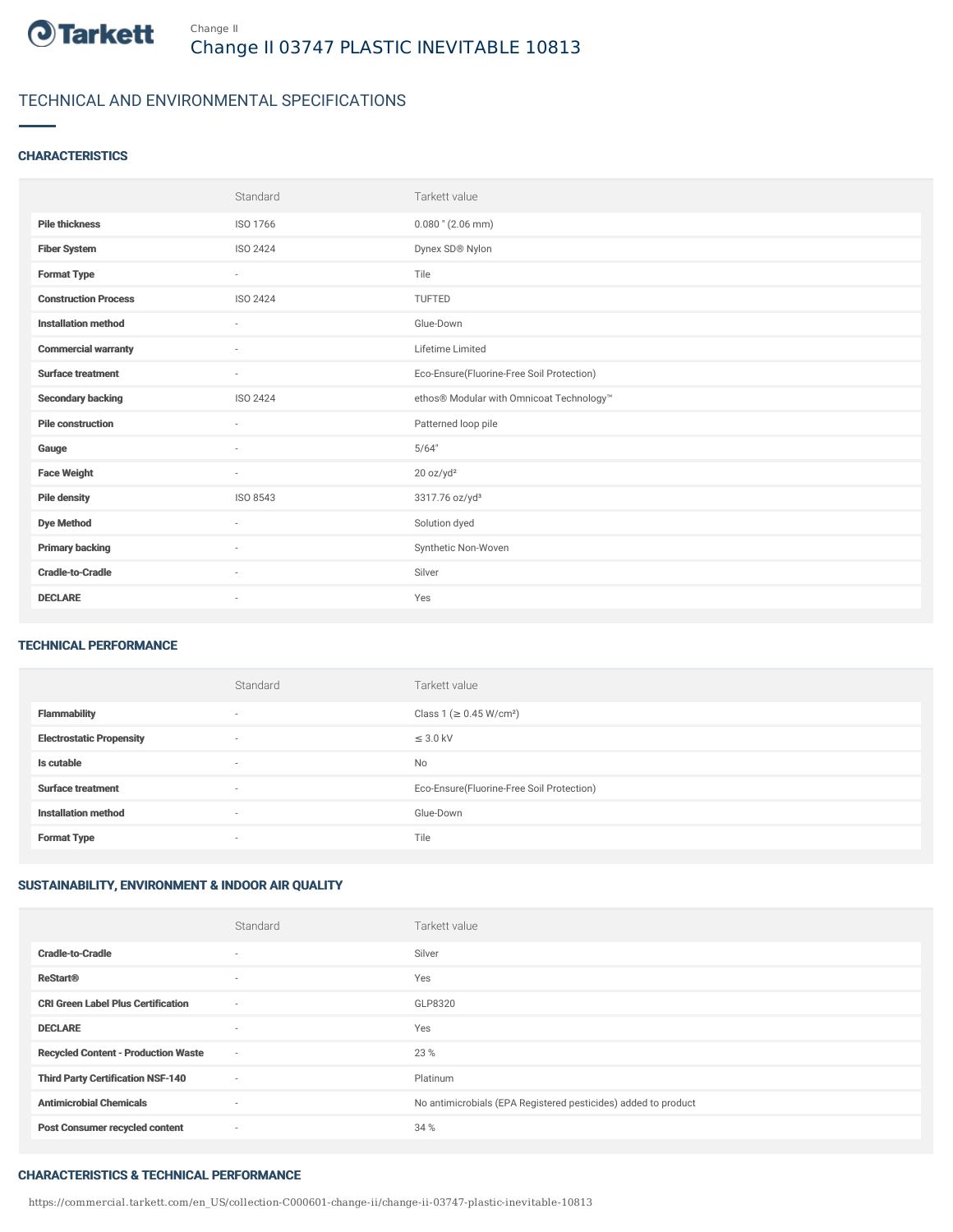Change II

# Change II 03747 PLASTIC INEVITABLE 10813

## TECHNICAL AND ENVIRONMENTAL SPECIFICATIONS

### CHARACTERISTICS

| | Standard | Tarkett value |
|---|---|---|
| **Pile thickness** | ISO 1766 | 0.080 " (2.06 mm) |
| **Fiber System** | ISO 2424 | Dynex SD® Nylon |
| **Format Type** | - | Tile |
| **Construction Process** | ISO 2424 | TUFTED |
| **Installation method** | - | Glue-Down |
| **Commercial warranty** | - | Lifetime Limited |
| **Surface treatment** | - | Eco-Ensure(Fluorine-Free Soil Protection) |
| **Secondary backing** | ISO 2424 | ethos® Modular with Omnicoat Technology™ |
| **Pile construction** | - | Patterned loop pile |
| **Gauge** | - | 5/64" |
| **Face Weight** | - | 20 oz/yd² |
| **Pile density** | ISO 8543 | 3317.76 oz/yd³ |
| **Dye Method** | - | Solution dyed |
| **Primary backing** | - | Synthetic Non-Woven |
| **Cradle-to-Cradle** | - | Silver |
| **DECLARE** | - | Yes |

### TECHNICAL PERFORMANCE

| | Standard | Tarkett value |
|---|---|---|
| **Flammability** | - | Class 1 (≥ 0.45 W/cm²) |
| **Electrostatic Propensity** | - | ≤ 3.0 kV |
| **Is cutable** | - | No |
| **Surface treatment** | - | Eco-Ensure(Fluorine-Free Soil Protection) |
| **Installation method** | - | Glue-Down |
| **Format Type** | - | Tile |

### SUSTAINABILITY, ENVIRONMENT & INDOOR AIR QUALITY

| | Standard | Tarkett value |
|---|---|---|
| **Cradle-to-Cradle** | - | Silver |
| **ReStart®** | - | Yes |
| **CRI Green Label Plus Certification** | - | GLP8320 |
| **DECLARE** | - | Yes |
| **Recycled Content - Production Waste** | - | 23 % |
| **Third Party Certification NSF-140** | - | Platinum |
| **Antimicrobial Chemicals** | - | No antimicrobials (EPA Registered pesticides) added to product |
| **Post Consumer recycled content** | - | 34 % |

### CHARACTERISTICS & TECHNICAL PERFORMANCE

https://commercial.tarkett.com/en_US/collection-C000601-change-ii/change-ii-03747-plastic-inevitable-10813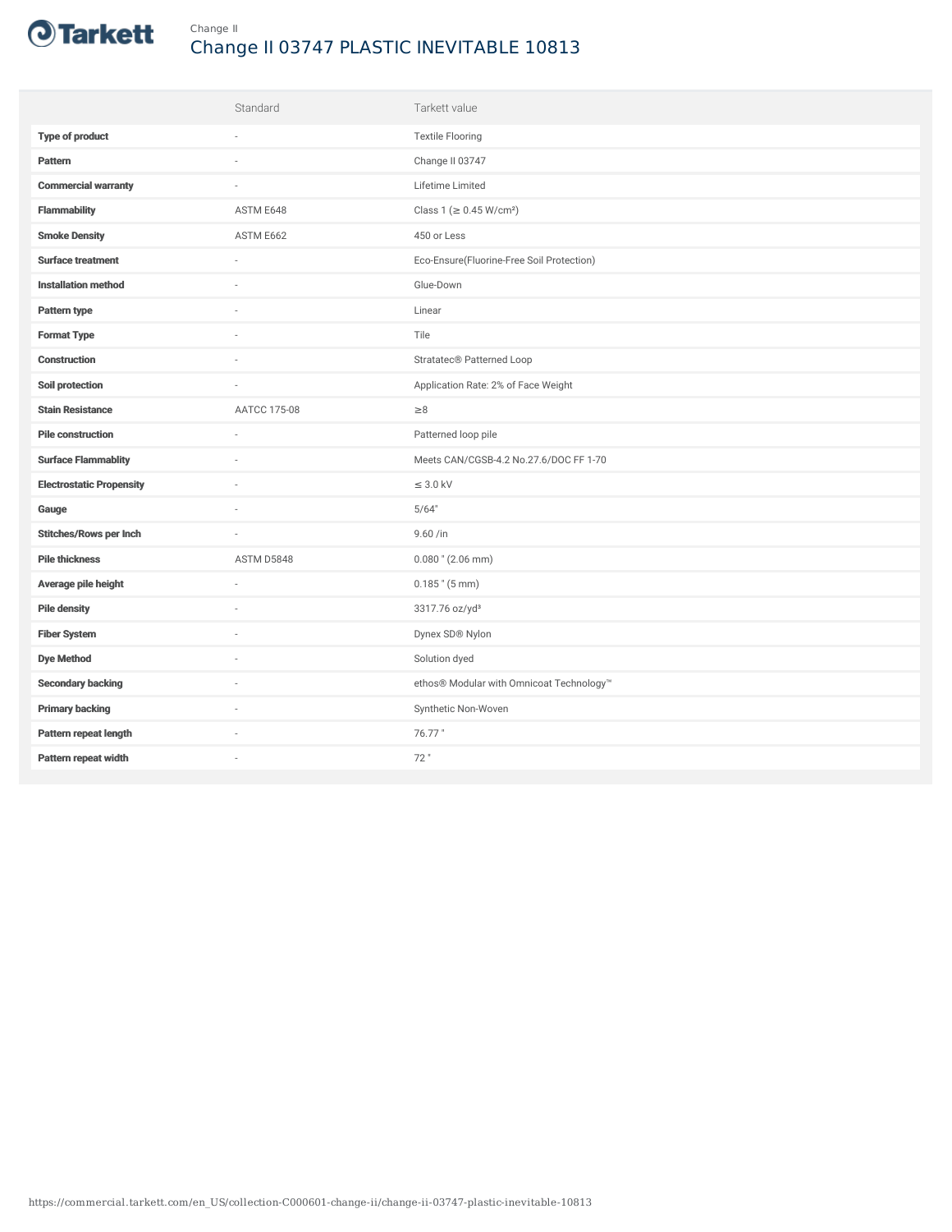Change II

# Change II 03747 PLASTIC INEVITABLE 10813

| | Standard | Tarkett value |
|---|---|---|
| **Type of product** | - | Textile Flooring |
| **Pattern** | - | Change II 03747 |
| **Commercial warranty** | - | Lifetime Limited |
| **Flammability** | ASTM E648 | Class 1 (≥ 0.45 W/cm²) |
| **Smoke Density** | ASTM E662 | 450 or Less |
| **Surface treatment** | - | Eco-Ensure(Fluorine-Free Soil Protection) |
| **Installation method** | - | Glue-Down |
| **Pattern type** | - | Linear |
| **Format Type** | - | Tile |
| **Construction** | - | Stratatec® Patterned Loop |
| **Soil protection** | - | Application Rate: 2% of Face Weight |
| **Stain Resistance** | AATCC 175-08 | ≥8 |
| **Pile construction** | - | Patterned loop pile |
| **Surface Flammablity** | - | Meets CAN/CGSB-4.2 No.27.6/DOC FF 1-70 |
| **Electrostatic Propensity** | - | ≤ 3.0 kV |
| **Gauge** | - | 5/64" |
| **Stitches/Rows per Inch** | - | 9.60 /in |
| **Pile thickness** | ASTM D5848 | 0.080 " (2.06 mm) |
| **Average pile height** | - | 0.185 " (5 mm) |
| **Pile density** | - | 3317.76 oz/yd³ |
| **Fiber System** | - | Dynex SD® Nylon |
| **Dye Method** | - | Solution dyed |
| **Secondary backing** | - | ethos® Modular with Omnicoat Technology™ |
| **Primary backing** | - | Synthetic Non-Woven |
| **Pattern repeat length** | - | 76.77 " |
| **Pattern repeat width** | - | 72 " |